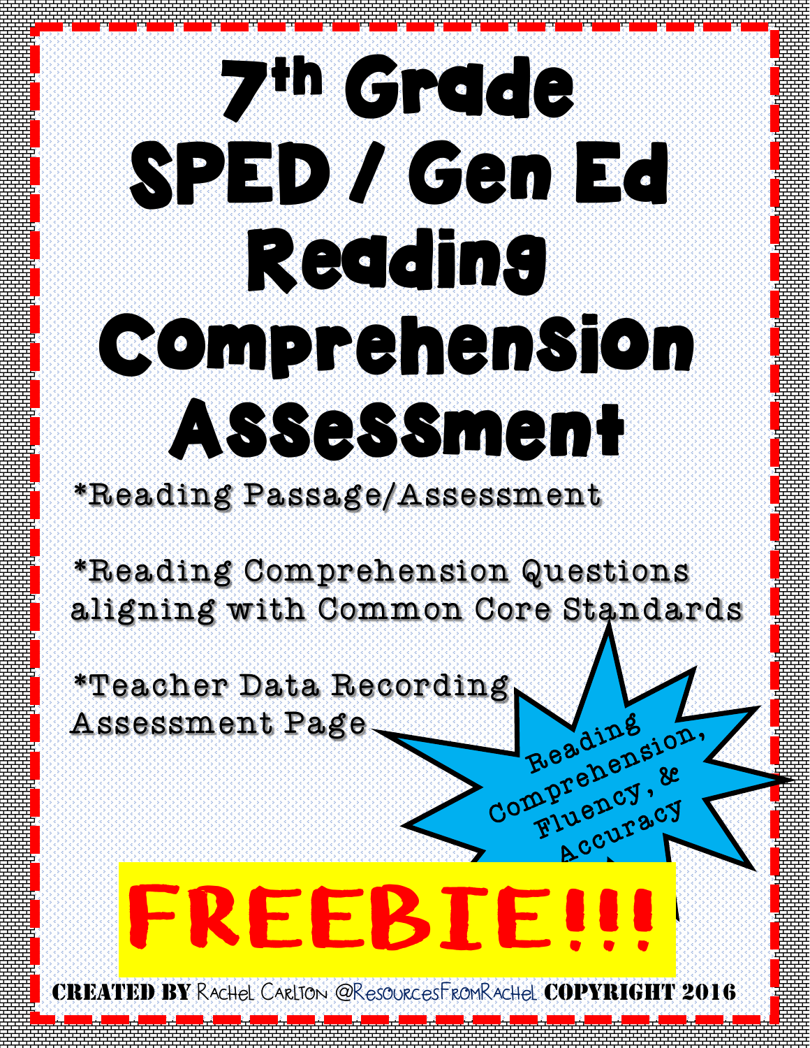# 7th Grade SPED / Gen Ed Reading Comprehension Assessment

*Reading Passage/Assessment

*Reading Comprehension Questions aligning with Common Core Standards

*Teacher Data Recording Assessment Page

Reading Comprehension, Fluency, & Accuracy

**FREEBIE!!!**

**CREATED BY** Rachel Carlton @ResourcesFromRachel **COPYRIGHT 2016**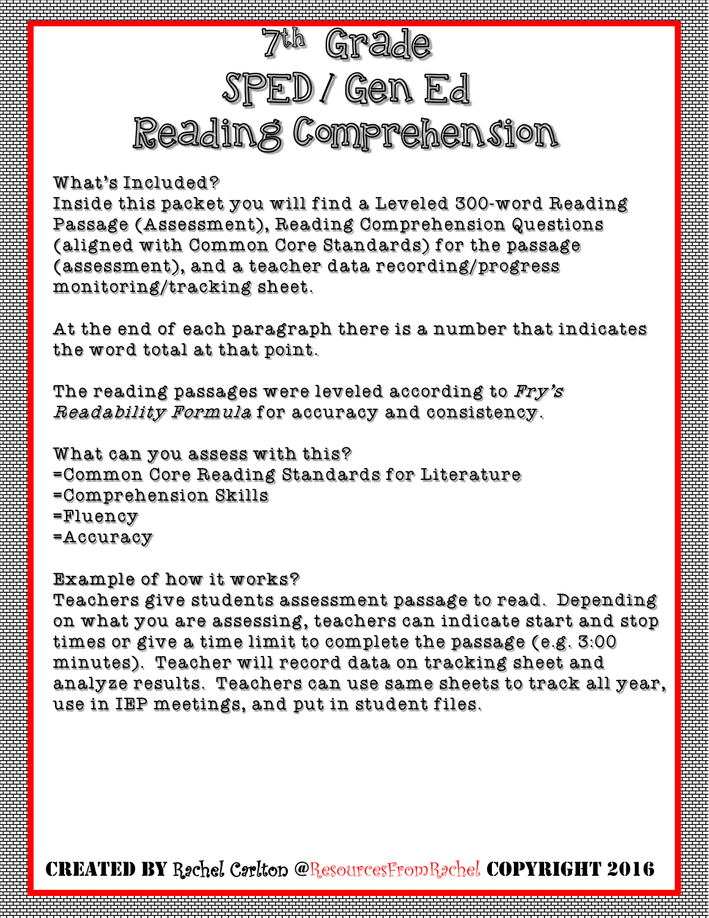# 7th Grade SPED / Gen Ed Reading Comprehension

What's Included?
Inside this packet you will find a Leveled 300-word Reading Passage (Assessment), Reading Comprehension Questions (aligned with Common Core Standards) for the passage (assessment), and a teacher data recording/progress monitoring/tracking sheet.

At the end of each paragraph there is a number that indicates the word total at that point.

The reading passages were leveled according to *Fry's Readability Formula* for accuracy and consistency.

What can you assess with this?
=Common Core Reading Standards for Literature
=Comprehension Skills
=Fluency
=Accuracy

Example of how it works?
Teachers give students assessment passage to read. Depending on what you are assessing, teachers can indicate start and stop times or give a time limit to complete the passage (e.g. 3:00 minutes). Teacher will record data on tracking sheet and analyze results. Teachers can use same sheets to track all year, use in IEP meetings, and put in student files.

**CREATED BY** Rachel Carlton @ResourcesFromRachel **COPYRIGHT 2016**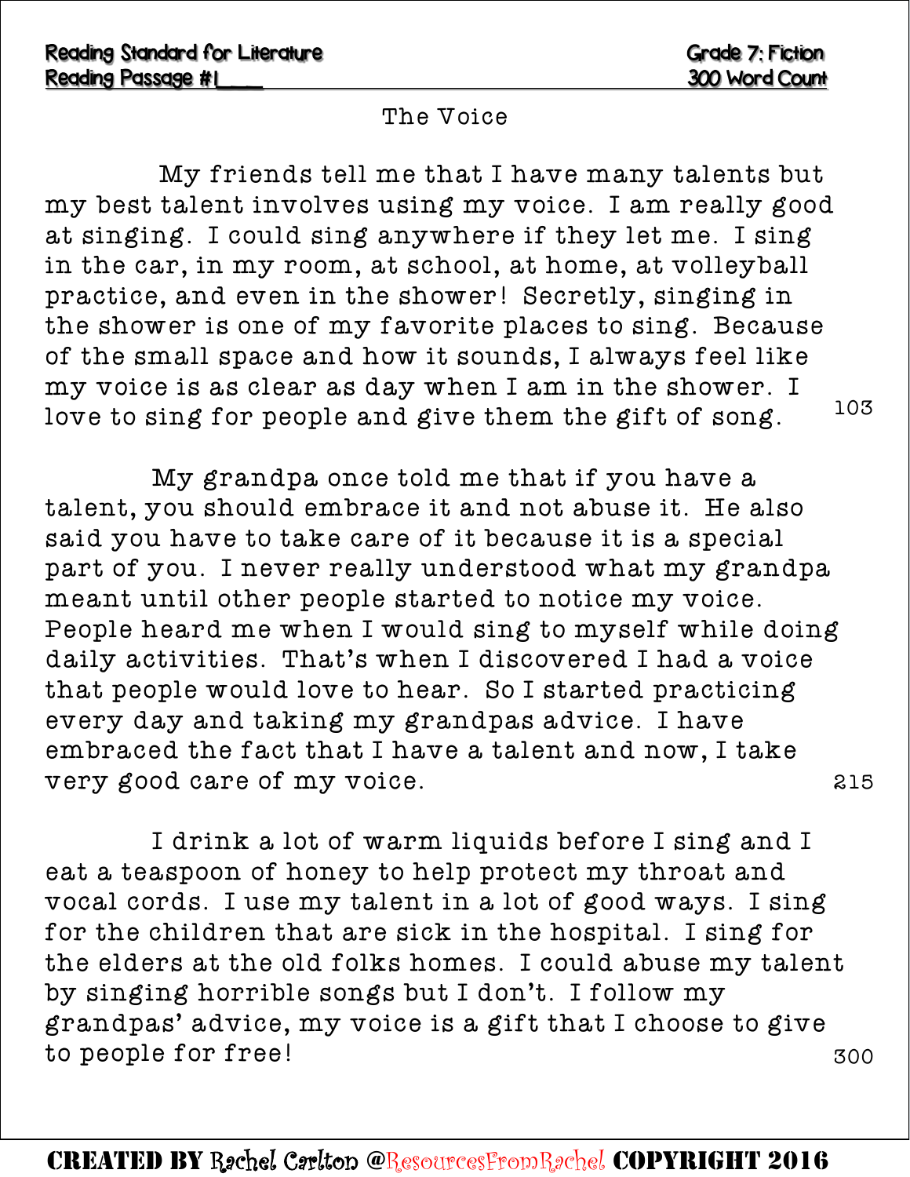**Reading Standard for Literature** | **Grade 7: Fiction**
**Reading Passage #1____** | **300 Word Count**

# The Voice

My friends tell me that I have many talents but my best talent involves using my voice. I am really good at singing. I could sing anywhere if they let me. I sing in the car, in my room, at school, at home, at volleyball practice, and even in the shower! Secretly, singing in the shower is one of my favorite places to sing. Because of the small space and how it sounds, I always feel like my voice is as clear as day when I am in the shower. I love to sing for people and give them the gift of song. 103

My grandpa once told me that if you have a talent, you should embrace it and not abuse it. He also said you have to take care of it because it is a special part of you. I never really understood what my grandpa meant until other people started to notice my voice. People heard me when I would sing to myself while doing daily activities. That's when I discovered I had a voice that people would love to hear. So I started practicing every day and taking my grandpas advice. I have embraced the fact that I have a talent and now, I take very good care of my voice. 215

I drink a lot of warm liquids before I sing and I eat a teaspoon of honey to help protect my throat and vocal cords. I use my talent in a lot of good ways. I sing for the children that are sick in the hospital. I sing for the elders at the old folks homes. I could abuse my talent by singing horrible songs but I don't. I follow my grandpas' advice, my voice is a gift that I choose to give to people for free! 300

**CREATED BY Rachel Carlton @ResourcesFromRachel COPYRIGHT 2016**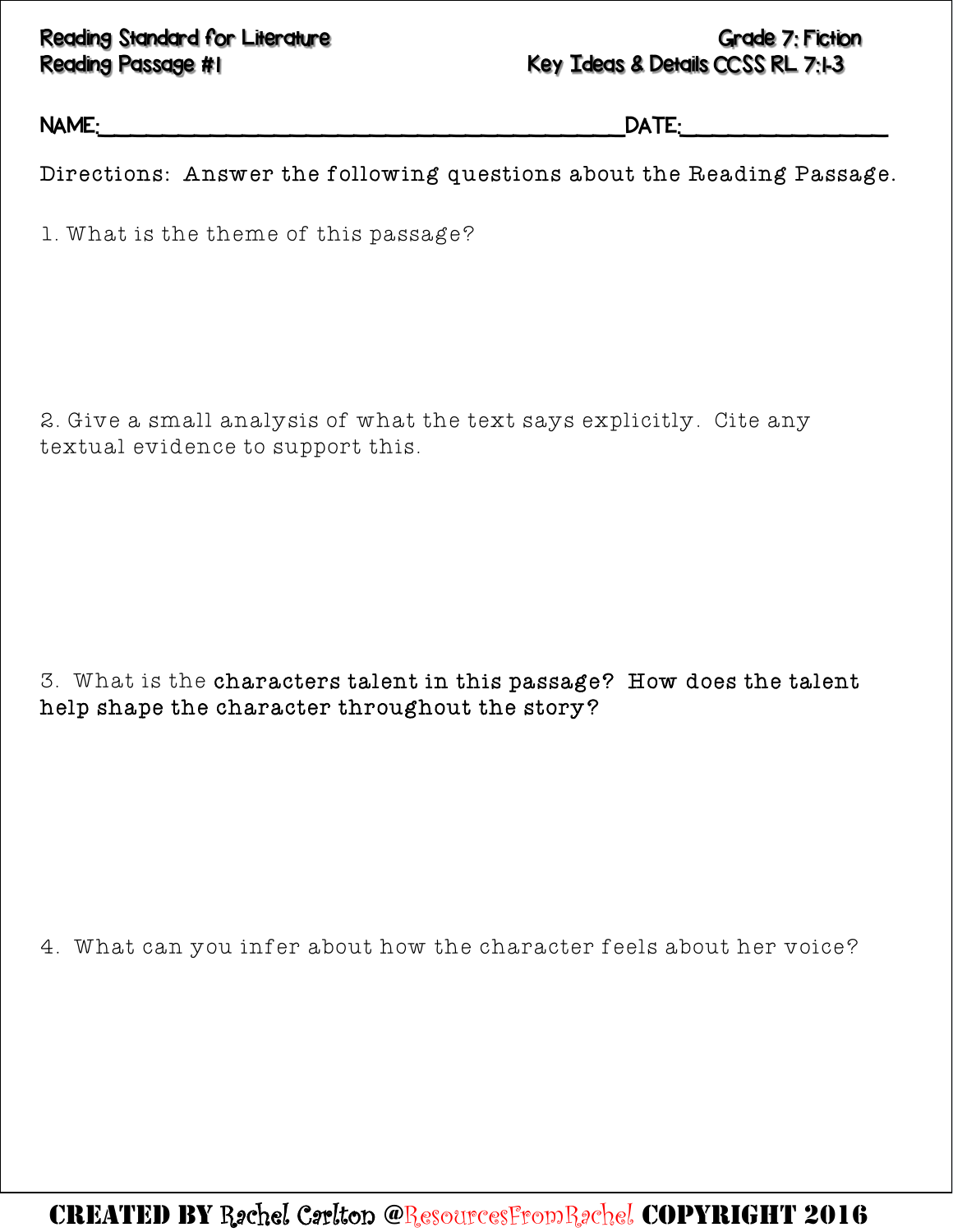Reading Standard for Literature | Grade 7: Fiction
Reading Passage #1 | Key Ideas & Details CCSS RL 7:1-3

NAME:_________________________________________DATE:________________

Directions: Answer the following questions about the Reading Passage.

1. What is the theme of this passage?

2. Give a small analysis of what the text says explicitly. Cite any textual evidence to support this.

3. What is the characters talent in this passage? How does the talent help shape the character throughout the story?

4. What can you infer about how the character feels about her voice?

CREATED BY Rachel Carlton @ResourcesFromRachel COPYRIGHT 2016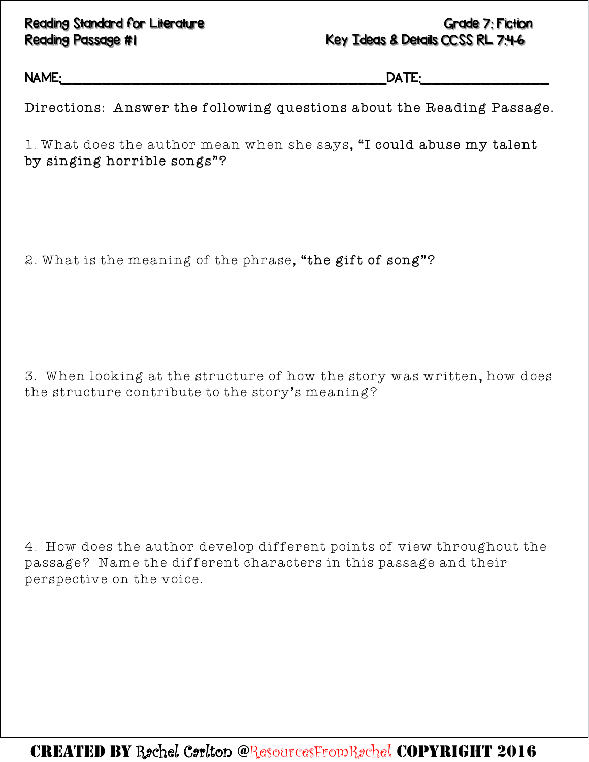**Reading Standard for Literature** **Grade 7: Fiction**
**Reading Passage #1** **Key Ideas & Details CCSS RL 7:4-6**

NAME:________________________________________DATE:_______________

Directions: Answer the following questions about the Reading Passage.

1. What does the author mean when she says, **"I could abuse my talent by singing horrible songs"?**

2. What is the meaning of the phrase, **"the gift of song"?**

3. When looking at the structure of how the story was written, how does the structure contribute to the story's meaning?

4. How does the author develop different points of view throughout the passage? Name the different characters in this passage and their perspective on the voice.

**CREATED BY** Rachel Carlton @ResourcesFromRachel **COPYRIGHT 2016**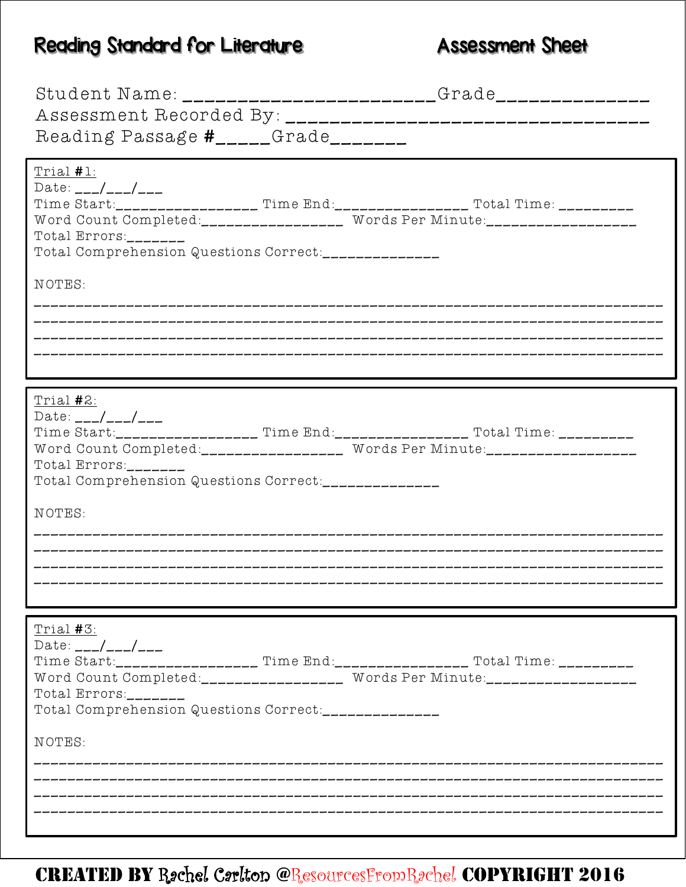# Reading Standard for Literature — Assessment Sheet

Student Name: _______________________ Grade______________

Assessment Recorded By: __________________________________

Reading Passage #_____ Grade_______

---

Trial #1:

Date: ___/___/___

Time Start:_________________ Time End:________________ Total Time: _________

Word Count Completed:_________________ Words Per Minute:__________________

Total Errors:_______

Total Comprehension Questions Correct:______________

NOTES:

____________________________________________________________________________

____________________________________________________________________________

____________________________________________________________________________

____________________________________________________________________________

---

Trial #2:

Date: ___/___/___

Time Start:_________________ Time End:________________ Total Time: _________

Word Count Completed:_________________ Words Per Minute:__________________

Total Errors:_______

Total Comprehension Questions Correct:______________

NOTES:

____________________________________________________________________________

____________________________________________________________________________

____________________________________________________________________________

____________________________________________________________________________

---

Trial #3:

Date: ___/___/___

Time Start:_________________ Time End:________________ Total Time: _________

Word Count Completed:_________________ Words Per Minute:__________________

Total Errors:_______

Total Comprehension Questions Correct:______________

NOTES:

____________________________________________________________________________

____________________________________________________________________________

____________________________________________________________________________

____________________________________________________________________________

CREATED BY Rachel Carlton @ResourcesFromRachel COPYRIGHT 2016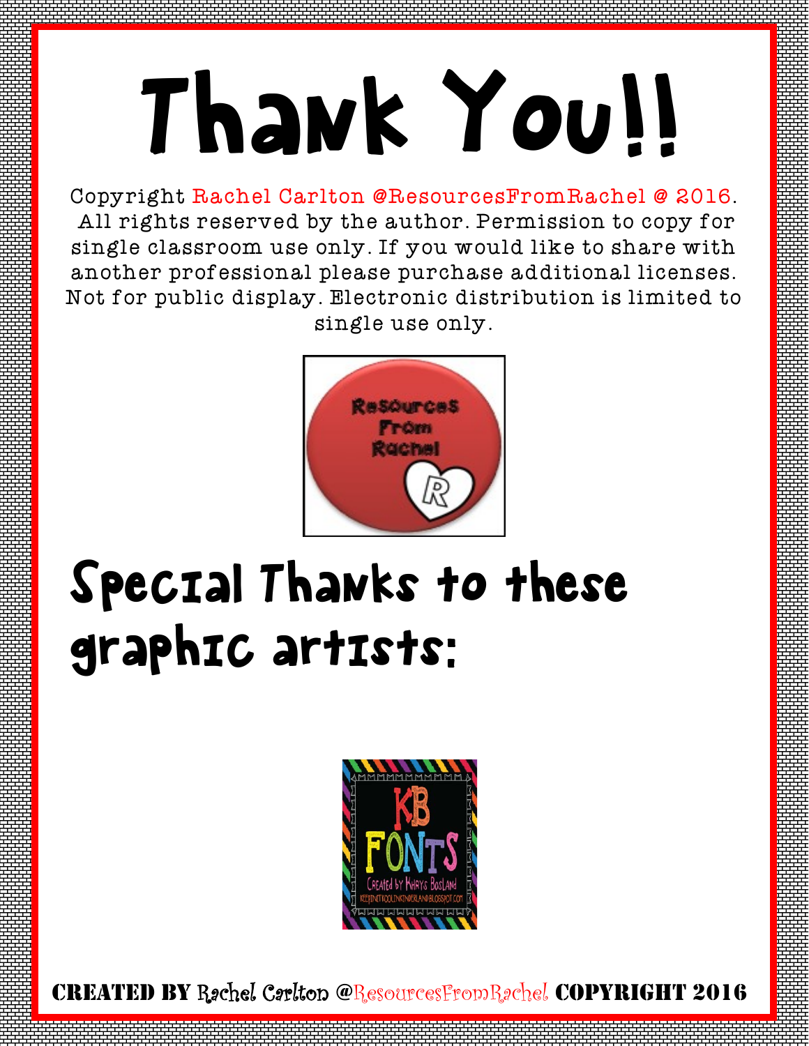# Thank You!!

Copyright Rachel Carlton @ResourcesFromRachel @ 2016. All rights reserved by the author. Permission to copy for single classroom use only. If you would like to share with another professional please purchase additional licenses. Not for public display. Electronic distribution is limited to single use only.

## Special Thanks to these graphic artists:

CREATED BY Rachel Carlton @ResourcesFromRachel COPYRIGHT 2016